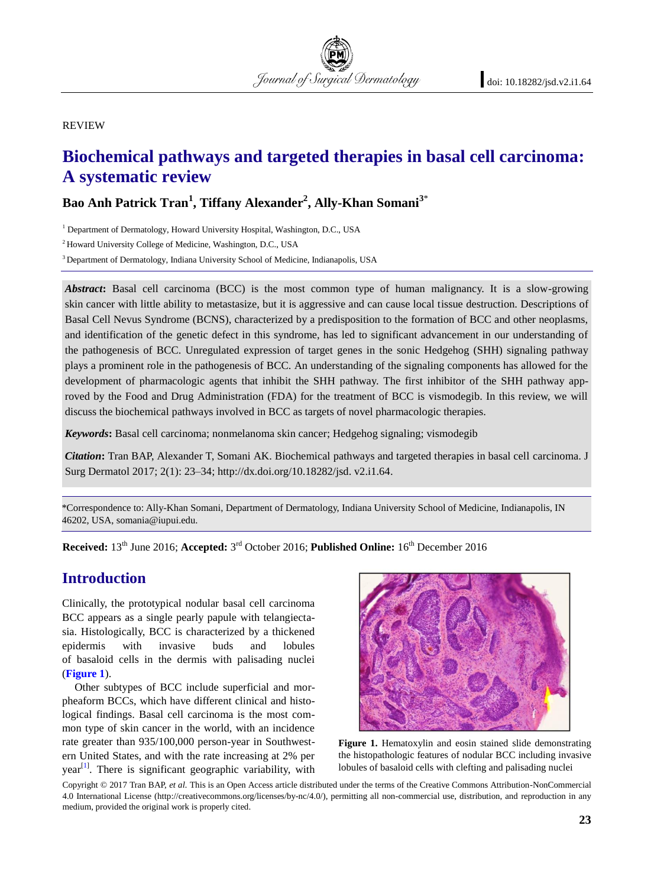REVIEW

# Biochemical pathways and targeted therapies in basal cell carcinoma: A systematic review

**Bao Anh Patrick Tran[1], Tiffany Alexander[2], Ally-Khan Somani[3*]**

[1] Department of Dermatology, Howard University Hospital, Washington, D.C., USA

[2] Howard University College of Medicine, Washington, D.C., USA

[3] Department of Dermatology, Indiana University School of Medicine, Indianapolis, USA

***Abstract*:** Basal cell carcinoma (BCC) is the most common type of human malignancy. It is a slow-growing skin cancer with little ability to metastasize, but it is aggressive and can cause local tissue destruction. Descriptions of Basal Cell Nevus Syndrome (BCNS), characterized by a predisposition to the formation of BCC and other neoplasms, and identification of the genetic defect in this syndrome, has led to significant advancement in our understanding of the pathogenesis of BCC. Unregulated expression of target genes in the sonic Hedgehog (SHH) signaling pathway plays a prominent role in the pathogenesis of BCC. An understanding of the signaling components has allowed for the development of pharmacologic agents that inhibit the SHH pathway. The first inhibitor of the SHH pathway approved by the Food and Drug Administration (FDA) for the treatment of BCC is vismodegib. In this review, we will discuss the biochemical pathways involved in BCC as targets of novel pharmacologic therapies.

***Keywords*:** Basal cell carcinoma; nonmelanoma skin cancer; Hedgehog signaling; vismodegib

***Citation*:** Tran BAP, Alexander T, Somani AK. Biochemical pathways and targeted therapies in basal cell carcinoma. J Surg Dermatol 2017; 2(1): 23–34; http://dx.doi.org/10.18282/jsd. v2.i1.64.

*Correspondence to: Ally-Khan Somani, Department of Dermatology, Indiana University School of Medicine, Indianapolis, IN 46202, USA, somania@iupui.edu.

**Received:** 13th June 2016; **Accepted:** 3rd October 2016; **Published Online:** 16th December 2016

## Introduction

Clinically, the prototypical nodular basal cell carcinoma BCC appears as a single pearly papule with telangiectasia. Histologically, BCC is characterized by a thickened epidermis with invasive buds and lobules of basaloid cells in the dermis with palisading nuclei (**Figure 1**).

**Figure 1.** Hematoxylin and eosin stained slide demonstrating the histopathologic features of nodular BCC including invasive lobules of basaloid cells with clefting and palisading nuclei

Other subtypes of BCC include superficial and morpheaform BCCs, which have different clinical and histological findings. Basal cell carcinoma is the most common type of skin cancer in the world, with an incidence rate greater than 935/100,000 person-year in Southwestern United States, and with the rate increasing at 2% per year[1]. There is significant geographic variability, with

Copyright © 2017 Tran BAP, *et al.* This is an Open Access article distributed under the terms of the Creative Commons Attribution-NonCommercial 4.0 International License (http://creativecommons.org/licenses/by-nc/4.0/), permitting all non-commercial use, distribution, and reproduction in any medium, provided the original work is properly cited.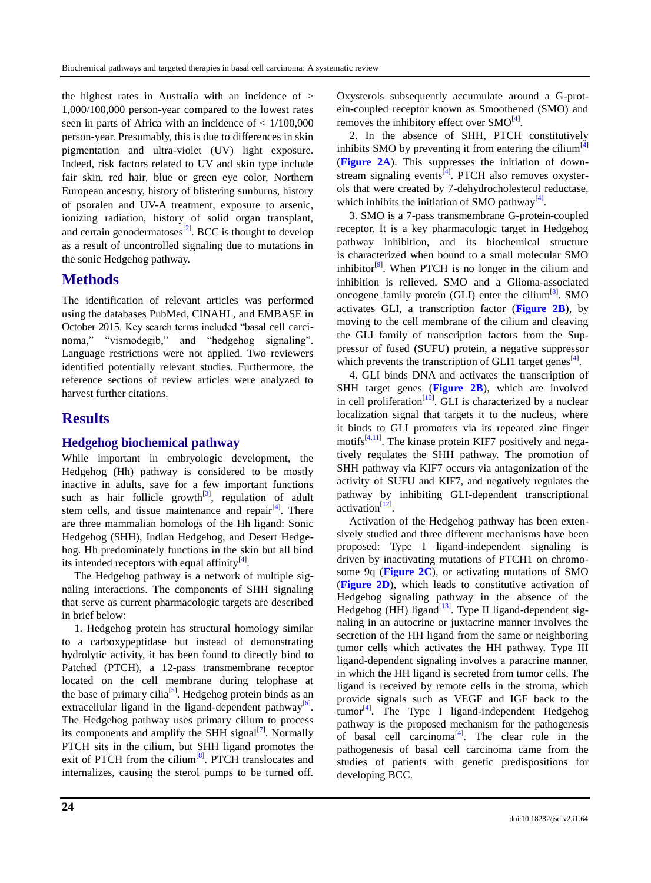the highest rates in Australia with an incidence of > 1,000/100,000 person-year compared to the lowest rates seen in parts of Africa with an incidence of < 1/100,000 person-year. Presumably, this is due to differences in skin pigmentation and ultra-violet (UV) light exposure. Indeed, risk factors related to UV and skin type include fair skin, red hair, blue or green eye color, Northern European ancestry, history of blistering sunburns, history of psoralen and UV-A treatment, exposure to arsenic, ionizing radiation, history of solid organ transplant, and certain genodermatoses[2]. BCC is thought to develop as a result of uncontrolled signaling due to mutations in the sonic Hedgehog pathway.

## Methods

The identification of relevant articles was performed using the databases PubMed, CINAHL, and EMBASE in October 2015. Key search terms included "basal cell carcinoma," "vismodegib," and "hedgehog signaling". Language restrictions were not applied. Two reviewers identified potentially relevant studies. Furthermore, the reference sections of review articles were analyzed to harvest further citations.

## Results

### Hedgehog biochemical pathway

While important in embryologic development, the Hedgehog (Hh) pathway is considered to be mostly inactive in adults, save for a few important functions such as hair follicle growth[3], regulation of adult stem cells, and tissue maintenance and repair[4]. There are three mammalian homologs of the Hh ligand: Sonic Hedgehog (SHH), Indian Hedgehog, and Desert Hedgehog. Hh predominately functions in the skin but all bind its intended receptors with equal affinity[4].

The Hedgehog pathway is a network of multiple signaling interactions. The components of SHH signaling that serve as current pharmacologic targets are described in brief below:

1. Hedgehog protein has structural homology similar to a carboxypeptidase but instead of demonstrating hydrolytic activity, it has been found to directly bind to Patched (PTCH), a 12-pass transmembrane receptor located on the cell membrane during telophase at the base of primary cilia[5]. Hedgehog protein binds as an extracellular ligand in the ligand-dependent pathway[6]. The Hedgehog pathway uses primary cilium to process its components and amplify the SHH signal[7]. Normally PTCH sits in the cilium, but SHH ligand promotes the exit of PTCH from the cilium[8]. PTCH translocates and internalizes, causing the sterol pumps to be turned off. Oxysterols subsequently accumulate around a G-protein-coupled receptor known as Smoothened (SMO) and removes the inhibitory effect over SMO[4].

2. In the absence of SHH, PTCH constitutively inhibits SMO by preventing it from entering the cilium[4] (**Figure 2A**). This suppresses the initiation of downstream signaling events[4]. PTCH also removes oxysterols that were created by 7-dehydrocholesterol reductase, which inhibits the initiation of SMO pathway[4].

3. SMO is a 7-pass transmembrane G-protein-coupled receptor. It is a key pharmacologic target in Hedgehog pathway inhibition, and its biochemical structure is characterized when bound to a small molecular SMO inhibitor[9]. When PTCH is no longer in the cilium and inhibition is relieved, SMO and a Glioma-associated oncogene family protein (GLI) enter the cilium[8]. SMO activates GLI, a transcription factor (**Figure 2B**), by moving to the cell membrane of the cilium and cleaving the GLI family of transcription factors from the Suppressor of fused (SUFU) protein, a negative suppressor which prevents the transcription of GLI1 target genes[4].

4. GLI binds DNA and activates the transcription of SHH target genes (**Figure 2B**), which are involved in cell proliferation[10]. GLI is characterized by a nuclear localization signal that targets it to the nucleus, where it binds to GLI promoters via its repeated zinc finger motifs[4,11]. The kinase protein KIF7 positively and negatively regulates the SHH pathway. The promotion of SHH pathway via KIF7 occurs via antagonization of the activity of SUFU and KIF7, and negatively regulates the pathway by inhibiting GLI-dependent transcriptional activation[12].

Activation of the Hedgehog pathway has been extensively studied and three different mechanisms have been proposed: Type I ligand-independent signaling is driven by inactivating mutations of PTCH1 on chromosome 9q (**Figure 2C**), or activating mutations of SMO (**Figure 2D**), which leads to constitutive activation of Hedgehog signaling pathway in the absence of the Hedgehog (HH) ligand[13]. Type II ligand-dependent signaling in an autocrine or juxtacrine manner involves the secretion of the HH ligand from the same or neighboring tumor cells which activates the HH pathway. Type III ligand-dependent signaling involves a paracrine manner, in which the HH ligand is secreted from tumor cells. The ligand is received by remote cells in the stroma, which provide signals such as VEGF and IGF back to the tumor[4]. The Type I ligand-independent Hedgehog pathway is the proposed mechanism for the pathogenesis of basal cell carcinoma[4]. The clear role in the pathogenesis of basal cell carcinoma came from the studies of patients with genetic predispositions for developing BCC.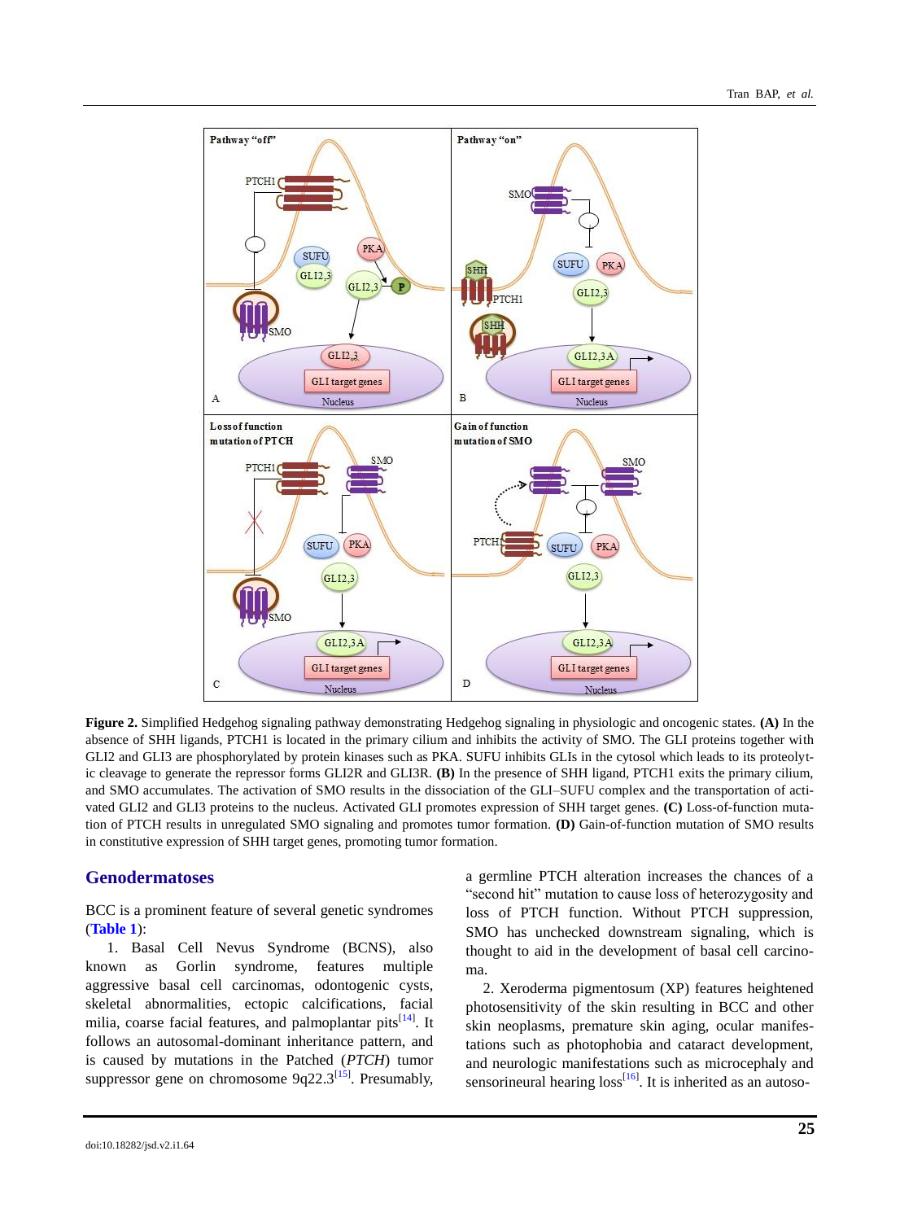**Figure 2.** Simplified Hedgehog signaling pathway demonstrating Hedgehog signaling in physiologic and oncogenic states. **(A)** In the absence of SHH ligands, PTCH1 is located in the primary cilium and inhibits the activity of SMO. The GLI proteins together with GLI2 and GLI3 are phosphorylated by protein kinases such as PKA. SUFU inhibits GLIs in the cytosol which leads to its proteolytic cleavage to generate the repressor forms GLI2R and GLI3R. **(B)** In the presence of SHH ligand, PTCH1 exits the primary cilium, and SMO accumulates. The activation of SMO results in the dissociation of the GLI–SUFU complex and the transportation of activated GLI2 and GLI3 proteins to the nucleus. Activated GLI promotes expression of SHH target genes. **(C)** Loss-of-function mutation of PTCH results in unregulated SMO signaling and promotes tumor formation. **(D)** Gain-of-function mutation of SMO results in constitutive expression of SHH target genes, promoting tumor formation.

## Genodermatoses

BCC is a prominent feature of several genetic syndromes (**Table 1**):

1. Basal Cell Nevus Syndrome (BCNS), also known as Gorlin syndrome, features multiple aggressive basal cell carcinomas, odontogenic cysts, skeletal abnormalities, ectopic calcifications, facial milia, coarse facial features, and palmoplantar pits[14]. It follows an autosomal-dominant inheritance pattern, and is caused by mutations in the Patched (*PTCH*) tumor suppressor gene on chromosome 9q22.3[15]. Presumably, a germline PTCH alteration increases the chances of a "second hit" mutation to cause loss of heterozygosity and loss of PTCH function. Without PTCH suppression, SMO has unchecked downstream signaling, which is thought to aid in the development of basal cell carcinoma.

2. Xeroderma pigmentosum (XP) features heightened photosensitivity of the skin resulting in BCC and other skin neoplasms, premature skin aging, ocular manifestations such as photophobia and cataract development, and neurologic manifestations such as microcephaly and sensorineural hearing loss[16]. It is inherited as an autoso-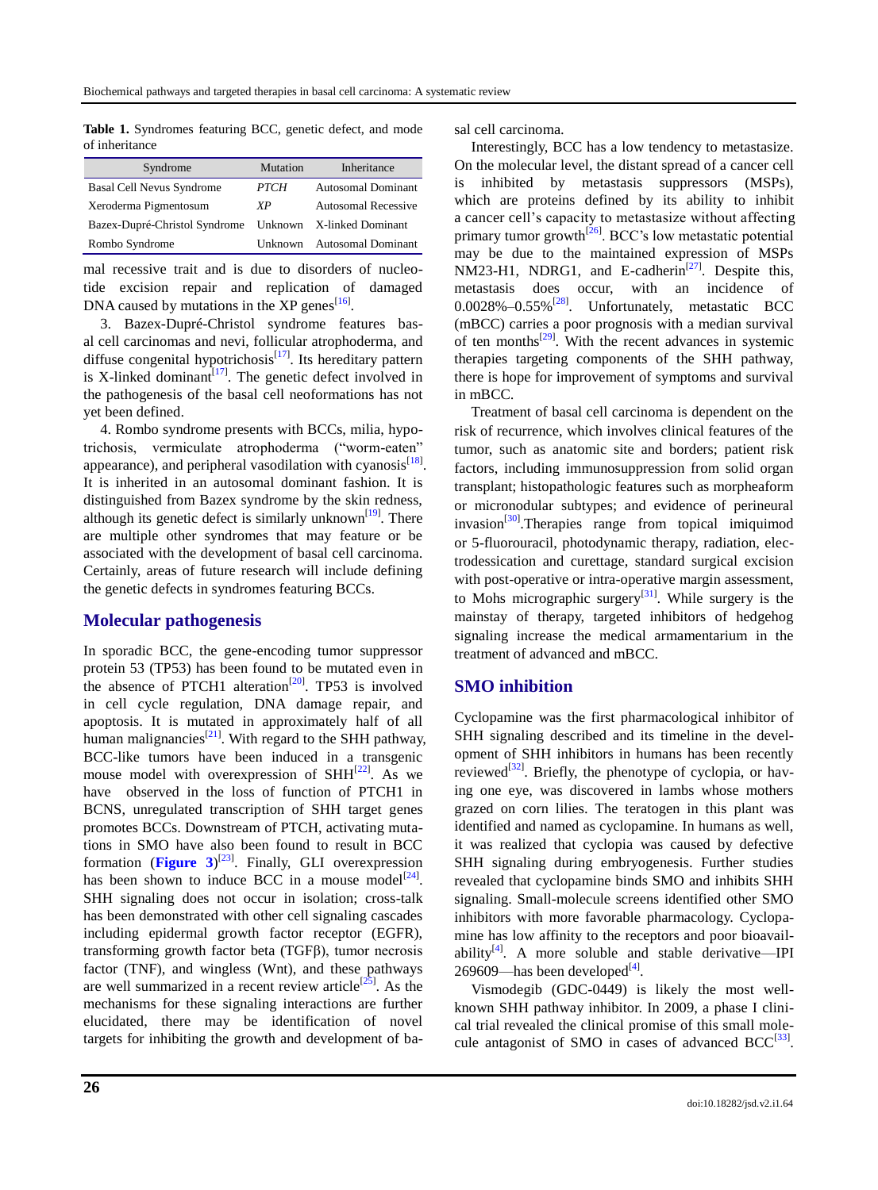**Table 1.** Syndromes featuring BCC, genetic defect, and mode of inheritance

| Syndrome | Mutation | Inheritance |
|---|---|---|
| Basal Cell Nevus Syndrome | *PTCH* | Autosomal Dominant |
| Xeroderma Pigmentosum | *XP* | Autosomal Recessive |
| Bazex-Dupré-Christol Syndrome | Unknown | X-linked Dominant |
| Rombo Syndrome | Unknown | Autosomal Dominant |

mal recessive trait and is due to disorders of nucleotide excision repair and replication of damaged DNA caused by mutations in the XP genes[16].

3. Bazex-Dupré-Christol syndrome features basal cell carcinomas and nevi, follicular atrophoderma, and diffuse congenital hypotrichosis[17]. Its hereditary pattern is X-linked dominant[17]. The genetic defect involved in the pathogenesis of the basal cell neoformations has not yet been defined.

4. Rombo syndrome presents with BCCs, milia, hypotrichosis, vermiculate atrophoderma ("worm-eaten" appearance), and peripheral vasodilation with cyanosis[18]. It is inherited in an autosomal dominant fashion. It is distinguished from Bazex syndrome by the skin redness, although its genetic defect is similarly unknown[19]. There are multiple other syndromes that may feature or be associated with the development of basal cell carcinoma. Certainly, areas of future research will include defining the genetic defects in syndromes featuring BCCs.

## Molecular pathogenesis

In sporadic BCC, the gene-encoding tumor suppressor protein 53 (TP53) has been found to be mutated even in the absence of PTCH1 alteration[20]. TP53 is involved in cell cycle regulation, DNA damage repair, and apoptosis. It is mutated in approximately half of all human malignancies[21]. With regard to the SHH pathway, BCC-like tumors have been induced in a transgenic mouse model with overexpression of SHH[22]. As we have observed in the loss of function of PTCH1 in BCNS, unregulated transcription of SHH target genes promotes BCCs. Downstream of PTCH, activating mutations in SMO have also been found to result in BCC formation (**Figure 3**)[23]. Finally, GLI overexpression has been shown to induce BCC in a mouse model[24]. SHH signaling does not occur in isolation; cross-talk has been demonstrated with other cell signaling cascades including epidermal growth factor receptor (EGFR), transforming growth factor beta (TGFβ), tumor necrosis factor (TNF), and wingless (Wnt), and these pathways are well summarized in a recent review article[25]. As the mechanisms for these signaling interactions are further elucidated, there may be identification of novel targets for inhibiting the growth and development of basal cell carcinoma.

Interestingly, BCC has a low tendency to metastasize. On the molecular level, the distant spread of a cancer cell is inhibited by metastasis suppressors (MSPs), which are proteins defined by its ability to inhibit a cancer cell's capacity to metastasize without affecting primary tumor growth[26]. BCC's low metastatic potential may be due to the maintained expression of MSPs NM23-H1, NDRG1, and E-cadherin[27]. Despite this, metastasis does occur, with an incidence of 0.0028%–0.55%[28]. Unfortunately, metastatic BCC (mBCC) carries a poor prognosis with a median survival of ten months[29]. With the recent advances in systemic therapies targeting components of the SHH pathway, there is hope for improvement of symptoms and survival in mBCC.

Treatment of basal cell carcinoma is dependent on the risk of recurrence, which involves clinical features of the tumor, such as anatomic site and borders; patient risk factors, including immunosuppression from solid organ transplant; histopathologic features such as morpheaform or micronodular subtypes; and evidence of perineural invasion[30].Therapies range from topical imiquimod or 5-fluorouracil, photodynamic therapy, radiation, electrodessication and curettage, standard surgical excision with post-operative or intra-operative margin assessment, to Mohs micrographic surgery[31]. While surgery is the mainstay of therapy, targeted inhibitors of hedgehog signaling increase the medical armamentarium in the treatment of advanced and mBCC.

## SMO inhibition

Cyclopamine was the first pharmacological inhibitor of SHH signaling described and its timeline in the development of SHH inhibitors in humans has been recently reviewed[32]. Briefly, the phenotype of cyclopia, or having one eye, was discovered in lambs whose mothers grazed on corn lilies. The teratogen in this plant was identified and named as cyclopamine. In humans as well, it was realized that cyclopia was caused by defective SHH signaling during embryogenesis. Further studies revealed that cyclopamine binds SMO and inhibits SHH signaling. Small-molecule screens identified other SMO inhibitors with more favorable pharmacology. Cyclopamine has low affinity to the receptors and poor bioavailability[4]. A more soluble and stable derivative—IPI 269609—has been developed[4].

Vismodegib (GDC-0449) is likely the most well-known SHH pathway inhibitor. In 2009, a phase I clinical trial revealed the clinical promise of this small molecule antagonist of SMO in cases of advanced BCC[33].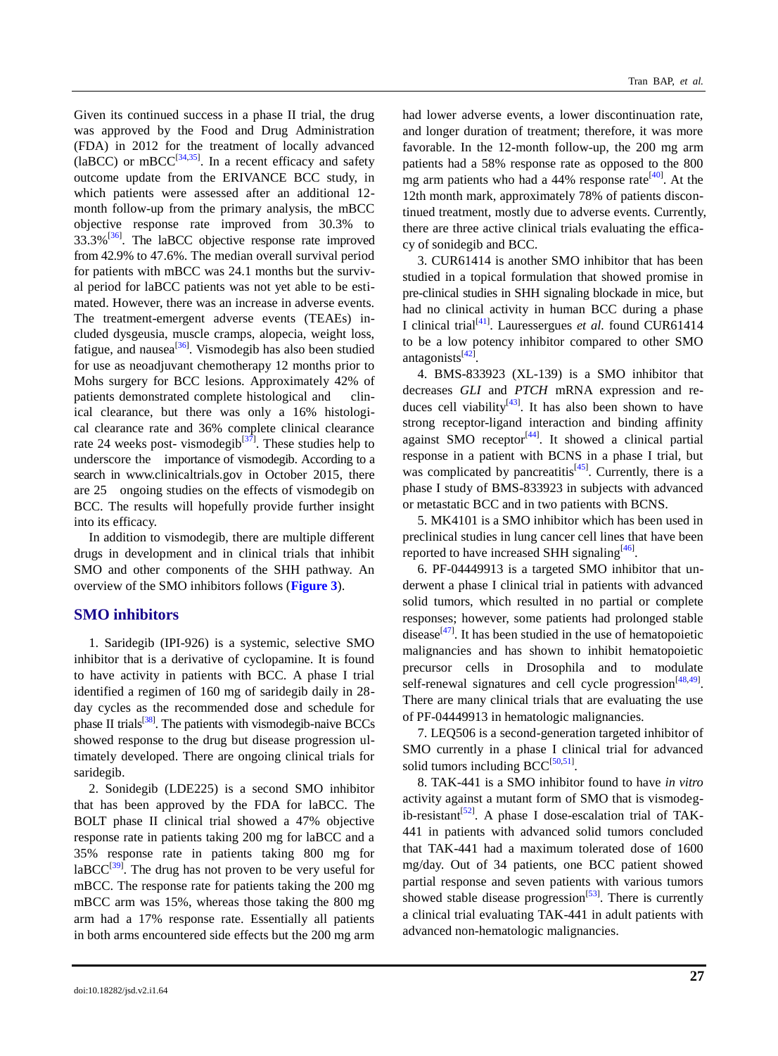Given its continued success in a phase II trial, the drug was approved by the Food and Drug Administration (FDA) in 2012 for the treatment of locally advanced (laBCC) or mBCC[34,35]. In a recent efficacy and safety outcome update from the ERIVANCE BCC study, in which patients were assessed after an additional 12-month follow-up from the primary analysis, the mBCC objective response rate improved from 30.3% to 33.3%[36]. The laBCC objective response rate improved from 42.9% to 47.6%. The median overall survival period for patients with mBCC was 24.1 months but the survival period for laBCC patients was not yet able to be estimated. However, there was an increase in adverse events. The treatment-emergent adverse events (TEAEs) included dysgeusia, muscle cramps, alopecia, weight loss, fatigue, and nausea[36]. Vismodegib has also been studied for use as neoadjuvant chemotherapy 12 months prior to Mohs surgery for BCC lesions. Approximately 42% of patients demonstrated complete histological and clinical clearance, but there was only a 16% histological clearance rate and 36% complete clinical clearance rate 24 weeks post- vismodegib[37]. These studies help to underscore the importance of vismodegib. According to a search in www.clinicaltrials.gov in October 2015, there are 25 ongoing studies on the effects of vismodegib on BCC. The results will hopefully provide further insight into its efficacy.

In addition to vismodegib, there are multiple different drugs in development and in clinical trials that inhibit SMO and other components of the SHH pathway. An overview of the SMO inhibitors follows (**Figure 3**).

## SMO inhibitors

1. Saridegib (IPI-926) is a systemic, selective SMO inhibitor that is a derivative of cyclopamine. It is found to have activity in patients with BCC. A phase I trial identified a regimen of 160 mg of saridegib daily in 28-day cycles as the recommended dose and schedule for phase II trials[38]. The patients with vismodegib-naive BCCs showed response to the drug but disease progression ultimately developed. There are ongoing clinical trials for saridegib.

2. Sonidegib (LDE225) is a second SMO inhibitor that has been approved by the FDA for laBCC. The BOLT phase II clinical trial showed a 47% objective response rate in patients taking 200 mg for laBCC and a 35% response rate in patients taking 800 mg for laBCC[39]. The drug has not proven to be very useful for mBCC. The response rate for patients taking the 200 mg mBCC arm was 15%, whereas those taking the 800 mg arm had a 17% response rate. Essentially all patients in both arms encountered side effects but the 200 mg arm had lower adverse events, a lower discontinuation rate, and longer duration of treatment; therefore, it was more favorable. In the 12-month follow-up, the 200 mg arm patients had a 58% response rate as opposed to the 800 mg arm patients who had a 44% response rate[40]. At the 12th month mark, approximately 78% of patients discontinued treatment, mostly due to adverse events. Currently, there are three active clinical trials evaluating the efficacy of sonidegib and BCC.

3. CUR61414 is another SMO inhibitor that has been studied in a topical formulation that showed promise in pre-clinical studies in SHH signaling blockade in mice, but had no clinical activity in human BCC during a phase I clinical trial[41]. Lauressergues *et al.* found CUR61414 to be a low potency inhibitor compared to other SMO antagonists[42].

4. BMS-833923 (XL-139) is a SMO inhibitor that decreases *GLI* and *PTCH* mRNA expression and reduces cell viability[43]. It has also been shown to have strong receptor-ligand interaction and binding affinity against SMO receptor[44]. It showed a clinical partial response in a patient with BCNS in a phase I trial, but was complicated by pancreatitis[45]. Currently, there is a phase I study of BMS-833923 in subjects with advanced or metastatic BCC and in two patients with BCNS.

5. MK4101 is a SMO inhibitor which has been used in preclinical studies in lung cancer cell lines that have been reported to have increased SHH signaling[46].

6. PF-04449913 is a targeted SMO inhibitor that underwent a phase I clinical trial in patients with advanced solid tumors, which resulted in no partial or complete responses; however, some patients had prolonged stable disease[47]. It has been studied in the use of hematopoietic malignancies and has shown to inhibit hematopoietic precursor cells in Drosophila and to modulate self-renewal signatures and cell cycle progression[48,49]. There are many clinical trials that are evaluating the use of PF-04449913 in hematologic malignancies.

7. LEQ506 is a second-generation targeted inhibitor of SMO currently in a phase I clinical trial for advanced solid tumors including BCC[50,51].

8. TAK-441 is a SMO inhibitor found to have *in vitro* activity against a mutant form of SMO that is vismodegib-resistant[52]. A phase I dose-escalation trial of TAK-441 in patients with advanced solid tumors concluded that TAK-441 had a maximum tolerated dose of 1600 mg/day. Out of 34 patients, one BCC patient showed partial response and seven patients with various tumors showed stable disease progression[53]. There is currently a clinical trial evaluating TAK-441 in adult patients with advanced non-hematologic malignancies.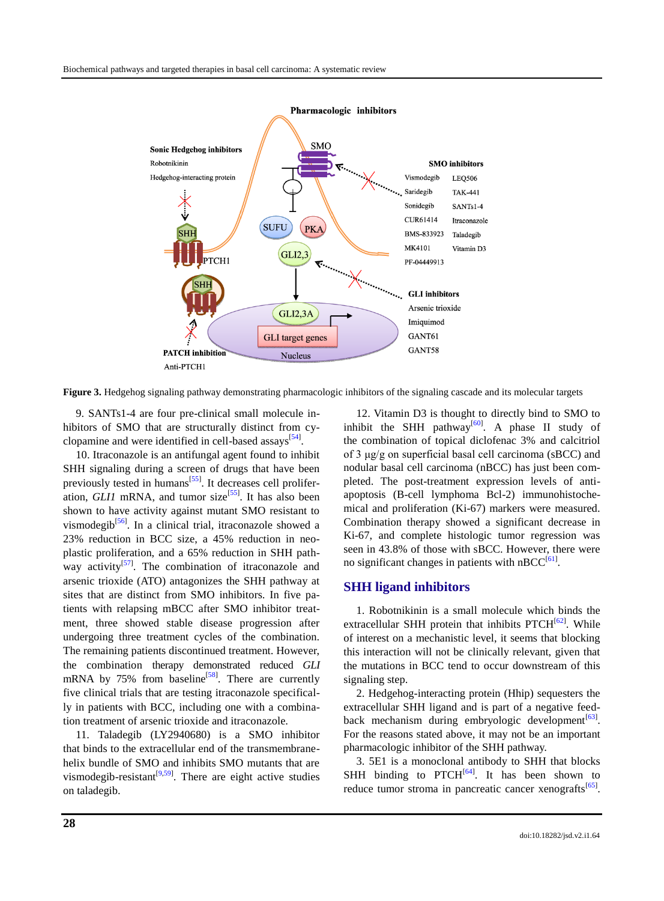**Figure 3.** Hedgehog signaling pathway demonstrating pharmacologic inhibitors of the signaling cascade and its molecular targets

9. SANTs1-4 are four pre-clinical small molecule inhibitors of SMO that are structurally distinct from cyclopamine and were identified in cell-based assays[54].

10. Itraconazole is an antifungal agent found to inhibit SHH signaling during a screen of drugs that have been previously tested in humans[55]. It decreases cell proliferation, *GLI1* mRNA, and tumor size[55]. It has also been shown to have activity against mutant SMO resistant to vismodegib[56]. In a clinical trial, itraconazole showed a 23% reduction in BCC size, a 45% reduction in neoplastic proliferation, and a 65% reduction in SHH pathway activity[57]. The combination of itraconazole and arsenic trioxide (ATO) antagonizes the SHH pathway at sites that are distinct from SMO inhibitors. In five patients with relapsing mBCC after SMO inhibitor treatment, three showed stable disease progression after undergoing three treatment cycles of the combination. The remaining patients discontinued treatment. However, the combination therapy demonstrated reduced *GLI* mRNA by 75% from baseline[58]. There are currently five clinical trials that are testing itraconazole specifically in patients with BCC, including one with a combination treatment of arsenic trioxide and itraconazole.

11. Taladegib (LY2940680) is a SMO inhibitor that binds to the extracellular end of the transmembrane-helix bundle of SMO and inhibits SMO mutants that are vismodegib-resistant[9,59]. There are eight active studies on taladegib.

12. Vitamin D3 is thought to directly bind to SMO to inhibit the SHH pathway[60]. A phase II study of the combination of topical diclofenac 3% and calcitriol of 3 μg/g on superficial basal cell carcinoma (sBCC) and nodular basal cell carcinoma (nBCC) has just been completed. The post-treatment expression levels of anti-apoptosis (B-cell lymphoma Bcl-2) immunohistochemical and proliferation (Ki-67) markers were measured. Combination therapy showed a significant decrease in Ki-67, and complete histologic tumor regression was seen in 43.8% of those with sBCC. However, there were no significant changes in patients with nBCC[61].

## SHH ligand inhibitors

1. Robotnikinin is a small molecule which binds the extracellular SHH protein that inhibits PTCH[62]. While of interest on a mechanistic level, it seems that blocking this interaction will not be clinically relevant, given that the mutations in BCC tend to occur downstream of this signaling step.

2. Hedgehog-interacting protein (Hhip) sequesters the extracellular SHH ligand and is part of a negative feedback mechanism during embryologic development[63]. For the reasons stated above, it may not be an important pharmacologic inhibitor of the SHH pathway.

3. 5E1 is a monoclonal antibody to SHH that blocks SHH binding to PTCH[64]. It has been shown to reduce tumor stroma in pancreatic cancer xenografts[65].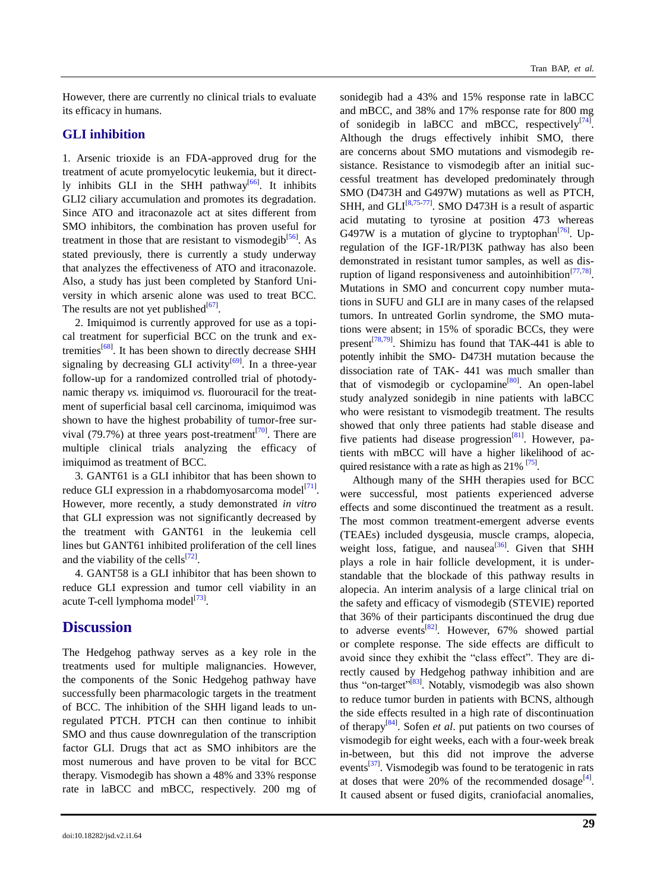However, there are currently no clinical trials to evaluate its efficacy in humans.

## GLI inhibition

1. Arsenic trioxide is an FDA-approved drug for the treatment of acute promyelocytic leukemia, but it directly inhibits GLI in the SHH pathway[66]. It inhibits GLI2 ciliary accumulation and promotes its degradation. Since ATO and itraconazole act at sites different from SMO inhibitors, the combination has proven useful for treatment in those that are resistant to vismodegib[56]. As stated previously, there is currently a study underway that analyzes the effectiveness of ATO and itraconazole. Also, a study has just been completed by Stanford University in which arsenic alone was used to treat BCC. The results are not yet published[67].

2. Imiquimod is currently approved for use as a topical treatment for superficial BCC on the trunk and extremities[68]. It has been shown to directly decrease SHH signaling by decreasing GLI activity[69]. In a three-year follow-up for a randomized controlled trial of photodynamic therapy *vs.* imiquimod *vs.* fluorouracil for the treatment of superficial basal cell carcinoma, imiquimod was shown to have the highest probability of tumor-free survival (79.7%) at three years post-treatment[70]. There are multiple clinical trials analyzing the efficacy of imiquimod as treatment of BCC.

3. GANT61 is a GLI inhibitor that has been shown to reduce GLI expression in a rhabdomyosarcoma model[71]. However, more recently, a study demonstrated *in vitro* that GLI expression was not significantly decreased by the treatment with GANT61 in the leukemia cell lines but GANT61 inhibited proliferation of the cell lines and the viability of the cells[72].

4. GANT58 is a GLI inhibitor that has been shown to reduce GLI expression and tumor cell viability in an acute T-cell lymphoma model[73].

# Discussion

The Hedgehog pathway serves as a key role in the treatments used for multiple malignancies. However, the components of the Sonic Hedgehog pathway have successfully been pharmacologic targets in the treatment of BCC. The inhibition of the SHH ligand leads to unregulated PTCH. PTCH can then continue to inhibit SMO and thus cause downregulation of the transcription factor GLI. Drugs that act as SMO inhibitors are the most numerous and have proven to be vital for BCC therapy. Vismodegib has shown a 48% and 33% response rate in laBCC and mBCC, respectively. 200 mg of sonidegib had a 43% and 15% response rate in laBCC and mBCC, and 38% and 17% response rate for 800 mg of sonidegib in laBCC and mBCC, respectively[74]. Although the drugs effectively inhibit SMO, there are concerns about SMO mutations and vismodegib resistance. Resistance to vismodegib after an initial successful treatment has developed predominately through SMO (D473H and G497W) mutations as well as PTCH, SHH, and GLI[8,75-77]. SMO D473H is a result of aspartic acid mutating to tyrosine at position 473 whereas G497W is a mutation of glycine to tryptophan[76]. Upregulation of the IGF-1R/PI3K pathway has also been demonstrated in resistant tumor samples, as well as disruption of ligand responsiveness and autoinhibition[77,78]. Mutations in SMO and concurrent copy number mutations in SUFU and GLI are in many cases of the relapsed tumors. In untreated Gorlin syndrome, the SMO mutations were absent; in 15% of sporadic BCCs, they were present[78,79]. Shimizu has found that TAK-441 is able to potently inhibit the SMO- D473H mutation because the dissociation rate of TAK- 441 was much smaller than that of vismodegib or cyclopamine[80]. An open-label study analyzed sonidegib in nine patients with laBCC who were resistant to vismodegib treatment. The results showed that only three patients had stable disease and five patients had disease progression[81]. However, patients with mBCC will have a higher likelihood of acquired resistance with a rate as high as 21% [75].

Although many of the SHH therapies used for BCC were successful, most patients experienced adverse effects and some discontinued the treatment as a result. The most common treatment-emergent adverse events (TEAEs) included dysgeusia, muscle cramps, alopecia, weight loss, fatigue, and nausea[36]. Given that SHH plays a role in hair follicle development, it is understandable that the blockade of this pathway results in alopecia. An interim analysis of a large clinical trial on the safety and efficacy of vismodegib (STEVIE) reported that 36% of their participants discontinued the drug due to adverse events[82]. However, 67% showed partial or complete response. The side effects are difficult to avoid since they exhibit the "class effect". They are directly caused by Hedgehog pathway inhibition and are thus "on-target"[83]. Notably, vismodegib was also shown to reduce tumor burden in patients with BCNS, although the side effects resulted in a high rate of discontinuation of therapy[84]. Sofen *et al*. put patients on two courses of vismodegib for eight weeks, each with a four-week break in-between, but this did not improve the adverse events[37]. Vismodegib was found to be teratogenic in rats at doses that were 20% of the recommended dosage[4]. It caused absent or fused digits, craniofacial anomalies,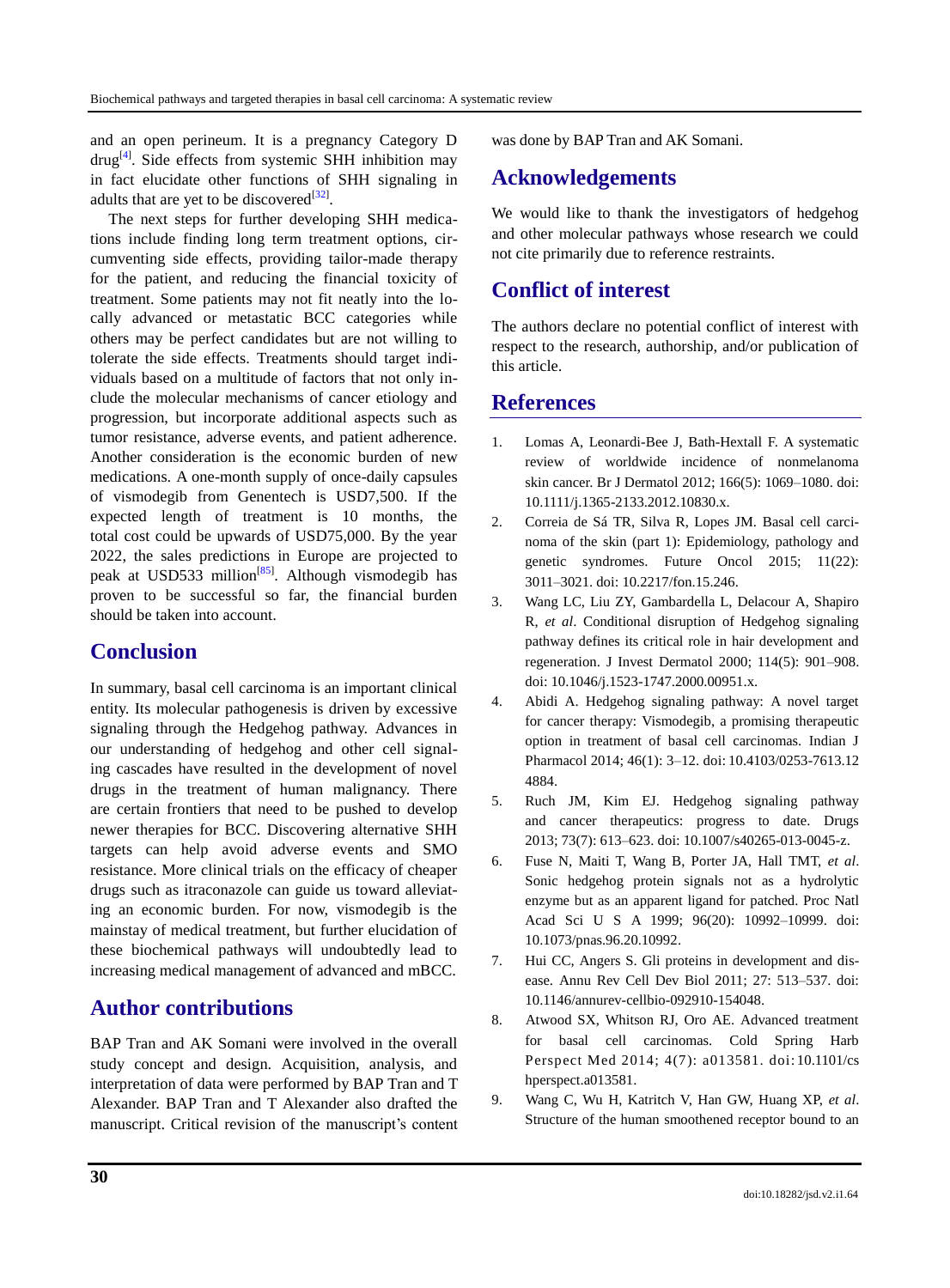and an open perineum. It is a pregnancy Category D drug[4]. Side effects from systemic SHH inhibition may in fact elucidate other functions of SHH signaling in adults that are yet to be discovered[32].

The next steps for further developing SHH medications include finding long term treatment options, circumventing side effects, providing tailor-made therapy for the patient, and reducing the financial toxicity of treatment. Some patients may not fit neatly into the locally advanced or metastatic BCC categories while others may be perfect candidates but are not willing to tolerate the side effects. Treatments should target individuals based on a multitude of factors that not only include the molecular mechanisms of cancer etiology and progression, but incorporate additional aspects such as tumor resistance, adverse events, and patient adherence. Another consideration is the economic burden of new medications. A one-month supply of once-daily capsules of vismodegib from Genentech is USD7,500. If the expected length of treatment is 10 months, the total cost could be upwards of USD75,000. By the year 2022, the sales predictions in Europe are projected to peak at USD533 million[85]. Although vismodegib has proven to be successful so far, the financial burden should be taken into account.

## Conclusion

In summary, basal cell carcinoma is an important clinical entity. Its molecular pathogenesis is driven by excessive signaling through the Hedgehog pathway. Advances in our understanding of hedgehog and other cell signaling cascades have resulted in the development of novel drugs in the treatment of human malignancy. There are certain frontiers that need to be pushed to develop newer therapies for BCC. Discovering alternative SHH targets can help avoid adverse events and SMO resistance. More clinical trials on the efficacy of cheaper drugs such as itraconazole can guide us toward alleviating an economic burden. For now, vismodegib is the mainstay of medical treatment, but further elucidation of these biochemical pathways will undoubtedly lead to increasing medical management of advanced and mBCC.

## Author contributions

BAP Tran and AK Somani were involved in the overall study concept and design. Acquisition, analysis, and interpretation of data were performed by BAP Tran and T Alexander. BAP Tran and T Alexander also drafted the manuscript. Critical revision of the manuscript's content was done by BAP Tran and AK Somani.

## Acknowledgements

We would like to thank the investigators of hedgehog and other molecular pathways whose research we could not cite primarily due to reference restraints.

## Conflict of interest

The authors declare no potential conflict of interest with respect to the research, authorship, and/or publication of this article.

## References

1. Lomas A, Leonardi-Bee J, Bath-Hextall F. A systematic review of worldwide incidence of nonmelanoma skin cancer. Br J Dermatol 2012; 166(5): 1069–1080. doi: 10.1111/j.1365-2133.2012.10830.x.
2. Correia de Sá TR, Silva R, Lopes JM. Basal cell carcinoma of the skin (part 1): Epidemiology, pathology and genetic syndromes. Future Oncol 2015; 11(22): 3011–3021. doi: 10.2217/fon.15.246.
3. Wang LC, Liu ZY, Gambardella L, Delacour A, Shapiro R, *et al*. Conditional disruption of Hedgehog signaling pathway defines its critical role in hair development and regeneration. J Invest Dermatol 2000; 114(5): 901–908. doi: 10.1046/j.1523-1747.2000.00951.x.
4. Abidi A. Hedgehog signaling pathway: A novel target for cancer therapy: Vismodegib, a promising therapeutic option in treatment of basal cell carcinomas. Indian J Pharmacol 2014; 46(1): 3–12. doi: 10.4103/0253-7613.124884.
5. Ruch JM, Kim EJ. Hedgehog signaling pathway and cancer therapeutics: progress to date. Drugs 2013; 73(7): 613–623. doi: 10.1007/s40265-013-0045-z.
6. Fuse N, Maiti T, Wang B, Porter JA, Hall TMT, *et al*. Sonic hedgehog protein signals not as a hydrolytic enzyme but as an apparent ligand for patched. Proc Natl Acad Sci U S A 1999; 96(20): 10992–10999. doi: 10.1073/pnas.96.20.10992.
7. Hui CC, Angers S. Gli proteins in development and disease. Annu Rev Cell Dev Biol 2011; 27: 513–537. doi: 10.1146/annurev-cellbio-092910-154048.
8. Atwood SX, Whitson RJ, Oro AE. Advanced treatment for basal cell carcinomas. Cold Spring Harb Perspect Med 2014; 4(7): a013581. doi:10.1101/cshperspect.a013581.
9. Wang C, Wu H, Katritch V, Han GW, Huang XP, *et al*. Structure of the human smoothened receptor bound to an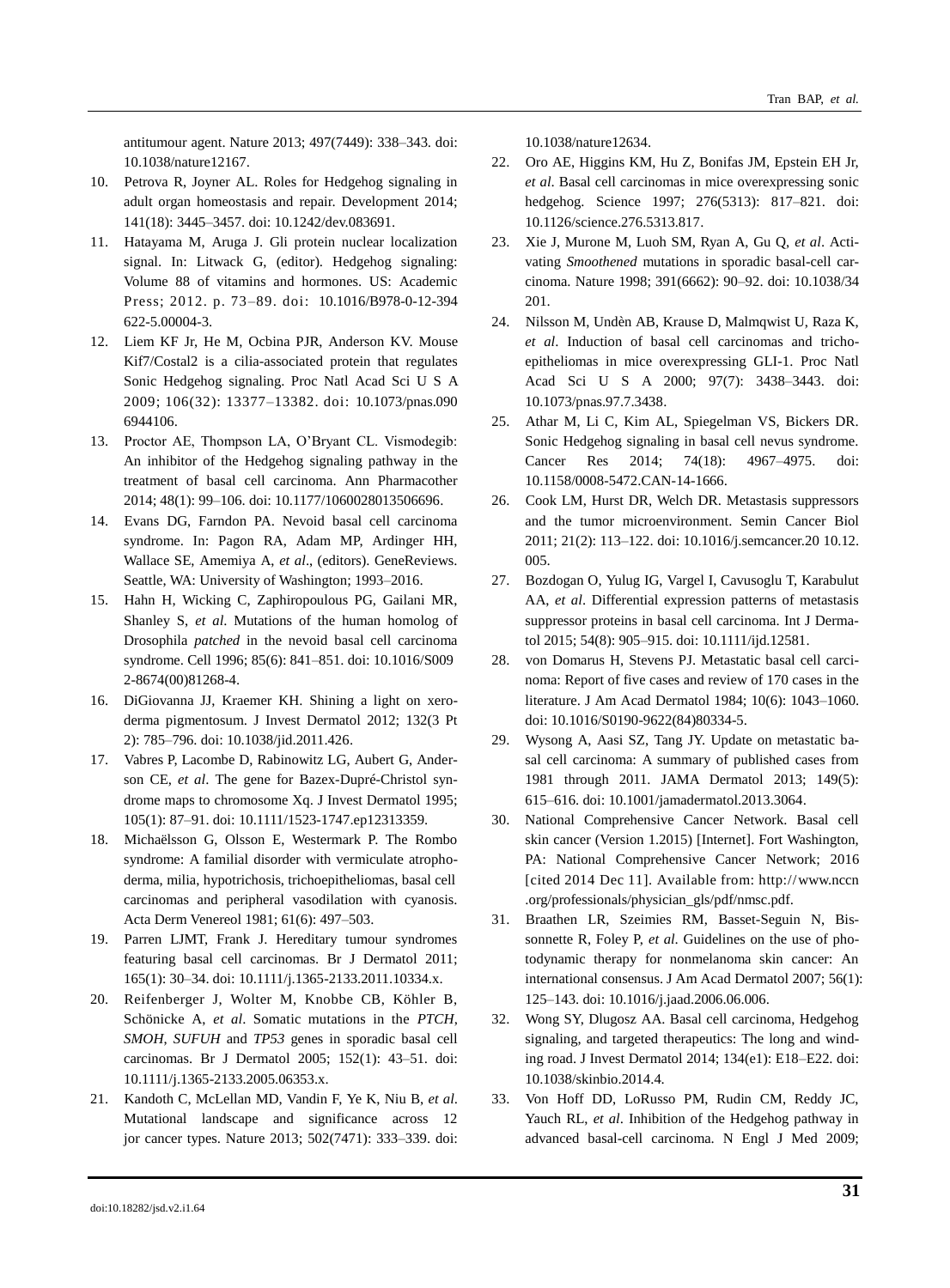antitumour agent. Nature 2013; 497(7449): 338–343. doi: 10.1038/nature12167.

10. Petrova R, Joyner AL. Roles for Hedgehog signaling in adult organ homeostasis and repair. Development 2014; 141(18): 3445–3457. doi: 10.1242/dev.083691.
11. Hatayama M, Aruga J. Gli protein nuclear localization signal. In: Litwack G, (editor). Hedgehog signaling: Volume 88 of vitamins and hormones. US: Academic Press; 2012. p. 73–89. doi: 10.1016/B978-0-12-394622-5.00004-3.
12. Liem KF Jr, He M, Ocbina PJR, Anderson KV. Mouse Kif7/Costal2 is a cilia-associated protein that regulates Sonic Hedgehog signaling. Proc Natl Acad Sci U S A 2009; 106(32): 13377–13382. doi: 10.1073/pnas.0906944106.
13. Proctor AE, Thompson LA, O'Bryant CL. Vismodegib: An inhibitor of the Hedgehog signaling pathway in the treatment of basal cell carcinoma. Ann Pharmacother 2014; 48(1): 99–106. doi: 10.1177/1060028013506696.
14. Evans DG, Farndon PA. Nevoid basal cell carcinoma syndrome. In: Pagon RA, Adam MP, Ardinger HH, Wallace SE, Amemiya A, *et al*., (editors). GeneReviews. Seattle, WA: University of Washington; 1993–2016.
15. Hahn H, Wicking C, Zaphiropoulous PG, Gailani MR, Shanley S, *et al*. Mutations of the human homolog of Drosophila *patched* in the nevoid basal cell carcinoma syndrome. Cell 1996; 85(6): 841–851. doi: 10.1016/S0092-8674(00)81268-4.
16. DiGiovanna JJ, Kraemer KH. Shining a light on xeroderma pigmentosum. J Invest Dermatol 2012; 132(3 Pt 2): 785–796. doi: 10.1038/jid.2011.426.
17. Vabres P, Lacombe D, Rabinowitz LG, Aubert G, Anderson CE, *et al*. The gene for Bazex-Dupré-Christol syndrome maps to chromosome Xq. J Invest Dermatol 1995; 105(1): 87–91. doi: 10.1111/1523-1747.ep12313359.
18. Michaëlsson G, Olsson E, Westermark P. The Rombo syndrome: A familial disorder with vermiculate atrophoderma, milia, hypotrichosis, trichoepitheliomas, basal cell carcinomas and peripheral vasodilation with cyanosis. Acta Derm Venereol 1981; 61(6): 497–503.
19. Parren LJMT, Frank J. Hereditary tumour syndromes featuring basal cell carcinomas. Br J Dermatol 2011; 165(1): 30–34. doi: 10.1111/j.1365-2133.2011.10334.x.
20. Reifenberger J, Wolter M, Knobbe CB, Köhler B, Schönicke A, *et al*. Somatic mutations in the *PTCH*, *SMOH*, *SUFUH* and *TP53* genes in sporadic basal cell carcinomas. Br J Dermatol 2005; 152(1): 43–51. doi: 10.1111/j.1365-2133.2005.06353.x.
21. Kandoth C, McLellan MD, Vandin F, Ye K, Niu B, *et al*. Mutational landscape and significance across 12 jor cancer types. Nature 2013; 502(7471): 333–339. doi: 10.1038/nature12634.
22. Oro AE, Higgins KM, Hu Z, Bonifas JM, Epstein EH Jr, *et al*. Basal cell carcinomas in mice overexpressing sonic hedgehog. Science 1997; 276(5313): 817–821. doi: 10.1126/science.276.5313.817.
23. Xie J, Murone M, Luoh SM, Ryan A, Gu Q, *et al*. Activating *Smoothened* mutations in sporadic basal-cell carcinoma. Nature 1998; 391(6662): 90–92. doi: 10.1038/34201.
24. Nilsson M, Undèn AB, Krause D, Malmqwist U, Raza K, *et al*. Induction of basal cell carcinomas and trichoepitheliomas in mice overexpressing GLI-1. Proc Natl Acad Sci U S A 2000; 97(7): 3438–3443. doi: 10.1073/pnas.97.7.3438.
25. Athar M, Li C, Kim AL, Spiegelman VS, Bickers DR. Sonic Hedgehog signaling in basal cell nevus syndrome. Cancer Res 2014; 74(18): 4967–4975. doi: 10.1158/0008-5472.CAN-14-1666.
26. Cook LM, Hurst DR, Welch DR. Metastasis suppressors and the tumor microenvironment. Semin Cancer Biol 2011; 21(2): 113–122. doi: 10.1016/j.semcancer.2010.12.005.
27. Bozdogan O, Yulug IG, Vargel I, Cavusoglu T, Karabulut AA, *et al*. Differential expression patterns of metastasis suppressor proteins in basal cell carcinoma. Int J Dermatol 2015; 54(8): 905–915. doi: 10.1111/ijd.12581.
28. von Domarus H, Stevens PJ. Metastatic basal cell carcinoma: Report of five cases and review of 170 cases in the literature. J Am Acad Dermatol 1984; 10(6): 1043–1060. doi: 10.1016/S0190-9622(84)80334-5.
29. Wysong A, Aasi SZ, Tang JY. Update on metastatic basal cell carcinoma: A summary of published cases from 1981 through 2011. JAMA Dermatol 2013; 149(5): 615–616. doi: 10.1001/jamadermatol.2013.3064.
30. National Comprehensive Cancer Network. Basal cell skin cancer (Version 1.2015) [Internet]. Fort Washington, PA: National Comprehensive Cancer Network; 2016 [cited 2014 Dec 11]. Available from: http://www.nccn.org/professionals/physician_gls/pdf/nmsc.pdf.
31. Braathen LR, Szeimies RM, Basset-Seguin N, Bissonnette R, Foley P, *et al*. Guidelines on the use of photodynamic therapy for nonmelanoma skin cancer: An international consensus. J Am Acad Dermatol 2007; 56(1): 125–143. doi: 10.1016/j.jaad.2006.06.006.
32. Wong SY, Dlugosz AA. Basal cell carcinoma, Hedgehog signaling, and targeted therapeutics: The long and winding road. J Invest Dermatol 2014; 134(e1): E18–E22. doi: 10.1038/skinbio.2014.4.
33. Von Hoff DD, LoRusso PM, Rudin CM, Reddy JC, Yauch RL, *et al*. Inhibition of the Hedgehog pathway in advanced basal-cell carcinoma. N Engl J Med 2009;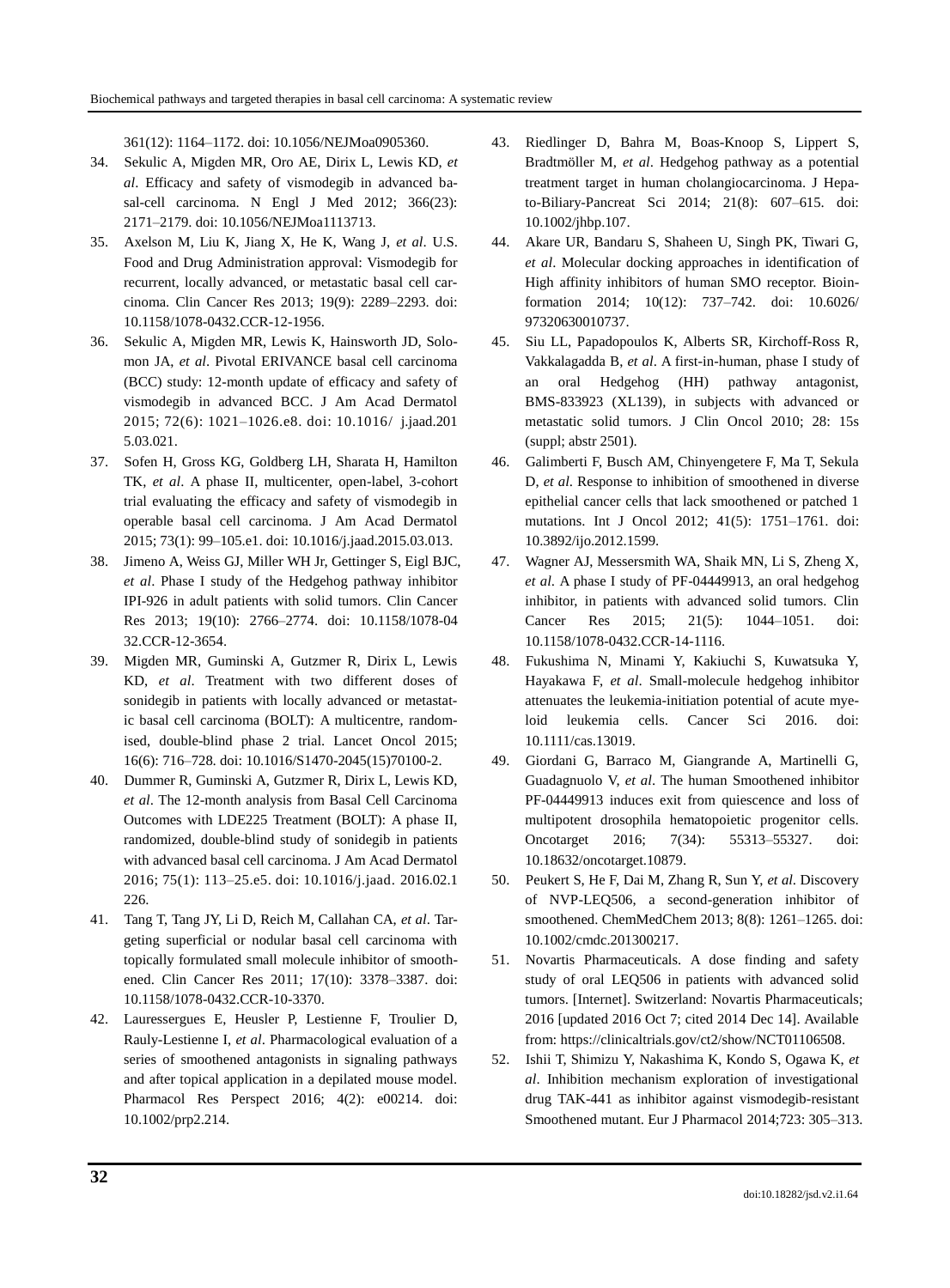361(12): 1164–1172. doi: 10.1056/NEJMoa0905360.

34. Sekulic A, Migden MR, Oro AE, Dirix L, Lewis KD, *et al*. Efficacy and safety of vismodegib in advanced basal-cell carcinoma. N Engl J Med 2012; 366(23): 2171–2179. doi: 10.1056/NEJMoa1113713.
35. Axelson M, Liu K, Jiang X, He K, Wang J, *et al*. U.S. Food and Drug Administration approval: Vismodegib for recurrent, locally advanced, or metastatic basal cell carcinoma. Clin Cancer Res 2013; 19(9): 2289–2293. doi: 10.1158/1078-0432.CCR-12-1956.
36. Sekulic A, Migden MR, Lewis K, Hainsworth JD, Solomon JA, *et al*. Pivotal ERIVANCE basal cell carcinoma (BCC) study: 12-month update of efficacy and safety of vismodegib in advanced BCC. J Am Acad Dermatol 2015; 72(6): 1021–1026.e8. doi: 10.1016/ j.jaad.2015.03.021.
37. Sofen H, Gross KG, Goldberg LH, Sharata H, Hamilton TK, *et al*. A phase II, multicenter, open-label, 3-cohort trial evaluating the efficacy and safety of vismodegib in operable basal cell carcinoma. J Am Acad Dermatol 2015; 73(1): 99–105.e1. doi: 10.1016/j.jaad.2015.03.013.
38. Jimeno A, Weiss GJ, Miller WH Jr, Gettinger S, Eigl BJC, *et al*. Phase I study of the Hedgehog pathway inhibitor IPI-926 in adult patients with solid tumors. Clin Cancer Res 2013; 19(10): 2766–2774. doi: 10.1158/1078-0432.CCR-12-3654.
39. Migden MR, Guminski A, Gutzmer R, Dirix L, Lewis KD, *et al*. Treatment with two different doses of sonidegib in patients with locally advanced or metastatic basal cell carcinoma (BOLT): A multicentre, randomised, double-blind phase 2 trial. Lancet Oncol 2015; 16(6): 716–728. doi: 10.1016/S1470-2045(15)70100-2.
40. Dummer R, Guminski A, Gutzmer R, Dirix L, Lewis KD, *et al*. The 12-month analysis from Basal Cell Carcinoma Outcomes with LDE225 Treatment (BOLT): A phase II, randomized, double-blind study of sonidegib in patients with advanced basal cell carcinoma. J Am Acad Dermatol 2016; 75(1): 113–25.e5. doi: 10.1016/j.jaad. 2016.02.1226.
41. Tang T, Tang JY, Li D, Reich M, Callahan CA, *et al*. Targeting superficial or nodular basal cell carcinoma with topically formulated small molecule inhibitor of smoothened. Clin Cancer Res 2011; 17(10): 3378–3387. doi: 10.1158/1078-0432.CCR-10-3370.
42. Lauressergues E, Heusler P, Lestienne F, Troulier D, Rauly-Lestienne I, *et al*. Pharmacological evaluation of a series of smoothened antagonists in signaling pathways and after topical application in a depilated mouse model. Pharmacol Res Perspect 2016; 4(2): e00214. doi: 10.1002/prp2.214.
43. Riedlinger D, Bahra M, Boas-Knoop S, Lippert S, Bradtmöller M, *et al*. Hedgehog pathway as a potential treatment target in human cholangiocarcinoma. J Hepato-Biliary-Pancreat Sci 2014; 21(8): 607–615. doi: 10.1002/jhbp.107.
44. Akare UR, Bandaru S, Shaheen U, Singh PK, Tiwari G, *et al*. Molecular docking approaches in identification of High affinity inhibitors of human SMO receptor. Bioinformation 2014; 10(12): 737–742. doi: 10.6026/97320630010737.
45. Siu LL, Papadopoulos K, Alberts SR, Kirchoff-Ross R, Vakkalagadda B, *et al*. A first-in-human, phase I study of an oral Hedgehog (HH) pathway antagonist, BMS-833923 (XL139), in subjects with advanced or metastatic solid tumors. J Clin Oncol 2010; 28: 15s (suppl; abstr 2501).
46. Galimberti F, Busch AM, Chinyengetere F, Ma T, Sekula D, *et al*. Response to inhibition of smoothened in diverse epithelial cancer cells that lack smoothened or patched 1 mutations. Int J Oncol 2012; 41(5): 1751–1761. doi: 10.3892/ijo.2012.1599.
47. Wagner AJ, Messersmith WA, Shaik MN, Li S, Zheng X, *et al*. A phase I study of PF-04449913, an oral hedgehog inhibitor, in patients with advanced solid tumors. Clin Cancer Res 2015; 21(5): 1044–1051. doi: 10.1158/1078-0432.CCR-14-1116.
48. Fukushima N, Minami Y, Kakiuchi S, Kuwatsuka Y, Hayakawa F, *et al*. Small-molecule hedgehog inhibitor attenuates the leukemia-initiation potential of acute myeloid leukemia cells. Cancer Sci 2016. doi: 10.1111/cas.13019.
49. Giordani G, Barraco M, Giangrande A, Martinelli G, Guadagnuolo V, *et al*. The human Smoothened inhibitor PF-04449913 induces exit from quiescence and loss of multipotent drosophila hematopoietic progenitor cells. Oncotarget 2016; 7(34): 55313–55327. doi: 10.18632/oncotarget.10879.
50. Peukert S, He F, Dai M, Zhang R, Sun Y, *et al*. Discovery of NVP-LEQ506, a second-generation inhibitor of smoothened. ChemMedChem 2013; 8(8): 1261–1265. doi: 10.1002/cmdc.201300217.
51. Novartis Pharmaceuticals. A dose finding and safety study of oral LEQ506 in patients with advanced solid tumors. [Internet]. Switzerland: Novartis Pharmaceuticals; 2016 [updated 2016 Oct 7; cited 2014 Dec 14]. Available from: https://clinicaltrials.gov/ct2/show/NCT01106508.
52. Ishii T, Shimizu Y, Nakashima K, Kondo S, Ogawa K, *et al*. Inhibition mechanism exploration of investigational drug TAK-441 as inhibitor against vismodegib-resistant Smoothened mutant. Eur J Pharmacol 2014;723: 305–313.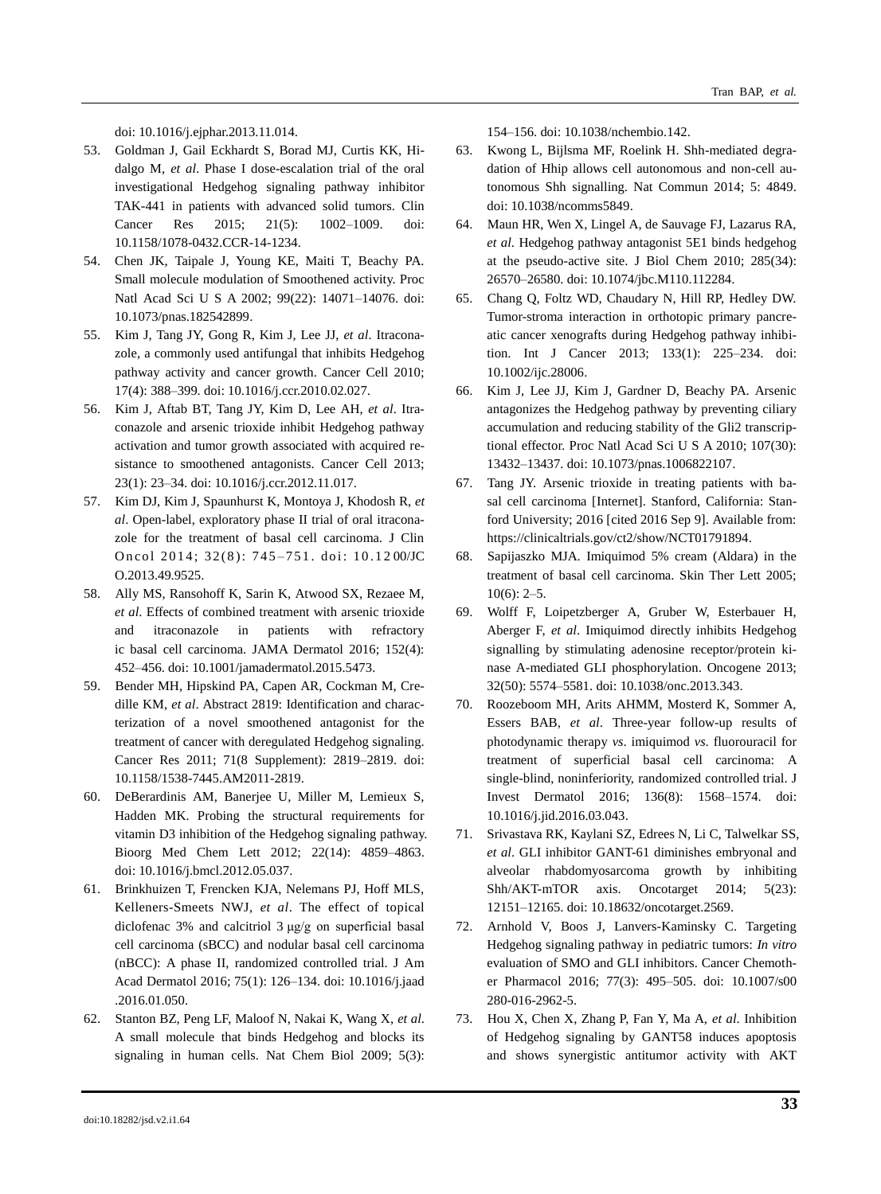doi: 10.1016/j.ejphar.2013.11.014.

53. Goldman J, Gail Eckhardt S, Borad MJ, Curtis KK, Hidalgo M, *et al*. Phase I dose-escalation trial of the oral investigational Hedgehog signaling pathway inhibitor TAK-441 in patients with advanced solid tumors. Clin Cancer Res 2015; 21(5): 1002–1009. doi: 10.1158/1078-0432.CCR-14-1234.
54. Chen JK, Taipale J, Young KE, Maiti T, Beachy PA. Small molecule modulation of Smoothened activity. Proc Natl Acad Sci U S A 2002; 99(22): 14071–14076. doi: 10.1073/pnas.182542899.
55. Kim J, Tang JY, Gong R, Kim J, Lee JJ, *et al*. Itraconazole, a commonly used antifungal that inhibits Hedgehog pathway activity and cancer growth. Cancer Cell 2010; 17(4): 388–399. doi: 10.1016/j.ccr.2010.02.027.
56. Kim J, Aftab BT, Tang JY, Kim D, Lee AH, *et al*. Itraconazole and arsenic trioxide inhibit Hedgehog pathway activation and tumor growth associated with acquired resistance to smoothened antagonists. Cancer Cell 2013; 23(1): 23–34. doi: 10.1016/j.ccr.2012.11.017.
57. Kim DJ, Kim J, Spaunhurst K, Montoya J, Khodosh R, *et al*. Open-label, exploratory phase II trial of oral itraconazole for the treatment of basal cell carcinoma. J Clin Oncol 2014; 32(8): 745–751. doi: 10.1200/JCO.2013.49.9525.
58. Ally MS, Ransohoff K, Sarin K, Atwood SX, Rezaee M, *et al*. Effects of combined treatment with arsenic trioxide and itraconazole in patients with refractory ic basal cell carcinoma. JAMA Dermatol 2016; 152(4): 452–456. doi: 10.1001/jamadermatol.2015.5473.
59. Bender MH, Hipskind PA, Capen AR, Cockman M, Credille KM, *et al*. Abstract 2819: Identification and characterization of a novel smoothened antagonist for the treatment of cancer with deregulated Hedgehog signaling. Cancer Res 2011; 71(8 Supplement): 2819–2819. doi: 10.1158/1538-7445.AM2011-2819.
60. DeBerardinis AM, Banerjee U, Miller M, Lemieux S, Hadden MK. Probing the structural requirements for vitamin D3 inhibition of the Hedgehog signaling pathway. Bioorg Med Chem Lett 2012; 22(14): 4859–4863. doi: 10.1016/j.bmcl.2012.05.037.
61. Brinkhuizen T, Frencken KJA, Nelemans PJ, Hoff MLS, Kelleners-Smeets NWJ, *et al*. The effect of topical diclofenac 3% and calcitriol 3 μg/g on superficial basal cell carcinoma (sBCC) and nodular basal cell carcinoma (nBCC): A phase II, randomized controlled trial. J Am Acad Dermatol 2016; 75(1): 126–134. doi: 10.1016/j.jaad.2016.01.050.
62. Stanton BZ, Peng LF, Maloof N, Nakai K, Wang X, *et al*. A small molecule that binds Hedgehog and blocks its signaling in human cells. Nat Chem Biol 2009; 5(3): 154–156. doi: 10.1038/nchembio.142.
63. Kwong L, Bijlsma MF, Roelink H. Shh-mediated degradation of Hhip allows cell autonomous and non-cell autonomous Shh signalling. Nat Commun 2014; 5: 4849. doi: 10.1038/ncomms5849.
64. Maun HR, Wen X, Lingel A, de Sauvage FJ, Lazarus RA, *et al*. Hedgehog pathway antagonist 5E1 binds hedgehog at the pseudo-active site. J Biol Chem 2010; 285(34): 26570–26580. doi: 10.1074/jbc.M110.112284.
65. Chang Q, Foltz WD, Chaudary N, Hill RP, Hedley DW. Tumor-stroma interaction in orthotopic primary pancreatic cancer xenografts during Hedgehog pathway inhibition. Int J Cancer 2013; 133(1): 225–234. doi: 10.1002/ijc.28006.
66. Kim J, Lee JJ, Kim J, Gardner D, Beachy PA. Arsenic antagonizes the Hedgehog pathway by preventing ciliary accumulation and reducing stability of the Gli2 transcriptional effector. Proc Natl Acad Sci U S A 2010; 107(30): 13432–13437. doi: 10.1073/pnas.1006822107.
67. Tang JY. Arsenic trioxide in treating patients with basal cell carcinoma [Internet]. Stanford, California: Stanford University; 2016 [cited 2016 Sep 9]. Available from: https://clinicaltrials.gov/ct2/show/NCT01791894.
68. Sapijaszko MJA. Imiquimod 5% cream (Aldara) in the treatment of basal cell carcinoma. Skin Ther Lett 2005; 10(6): 2–5.
69. Wolff F, Loipetzberger A, Gruber W, Esterbauer H, Aberger F, *et al*. Imiquimod directly inhibits Hedgehog signalling by stimulating adenosine receptor/protein kinase A-mediated GLI phosphorylation. Oncogene 2013; 32(50): 5574–5581. doi: 10.1038/onc.2013.343.
70. Roozeboom MH, Arits AHMM, Mosterd K, Sommer A, Essers BAB, *et al*. Three-year follow-up results of photodynamic therapy *vs*. imiquimod *vs*. fluorouracil for treatment of superficial basal cell carcinoma: A single-blind, noninferiority, randomized controlled trial. J Invest Dermatol 2016; 136(8): 1568–1574. doi: 10.1016/j.jid.2016.03.043.
71. Srivastava RK, Kaylani SZ, Edrees N, Li C, Talwelkar SS, *et al*. GLI inhibitor GANT-61 diminishes embryonal and alveolar rhabdomyosarcoma growth by inhibiting Shh/AKT-mTOR axis. Oncotarget 2014; 5(23): 12151–12165. doi: 10.18632/oncotarget.2569.
72. Arnhold V, Boos J, Lanvers-Kaminsky C. Targeting Hedgehog signaling pathway in pediatric tumors: *In vitro* evaluation of SMO and GLI inhibitors. Cancer Chemother Pharmacol 2016; 77(3): 495–505. doi: 10.1007/s00280-016-2962-5.
73. Hou X, Chen X, Zhang P, Fan Y, Ma A, *et al*. Inhibition of Hedgehog signaling by GANT58 induces apoptosis and shows synergistic antitumor activity with AKT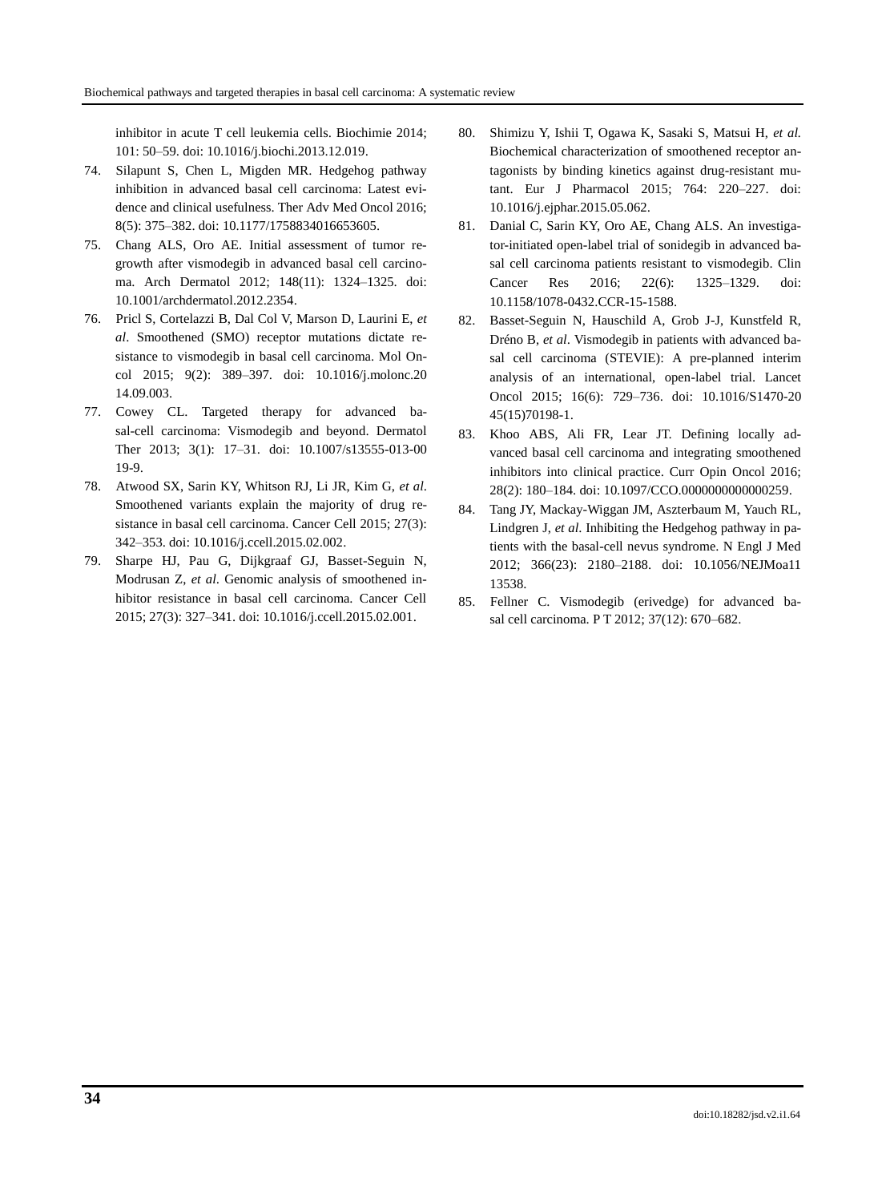inhibitor in acute T cell leukemia cells. Biochimie 2014; 101: 50–59. doi: 10.1016/j.biochi.2013.12.019.

74. Silapunt S, Chen L, Migden MR. Hedgehog pathway inhibition in advanced basal cell carcinoma: Latest evidence and clinical usefulness. Ther Adv Med Oncol 2016; 8(5): 375–382. doi: 10.1177/1758834016653605.
75. Chang ALS, Oro AE. Initial assessment of tumor regrowth after vismodegib in advanced basal cell carcinoma. Arch Dermatol 2012; 148(11): 1324–1325. doi: 10.1001/archdermatol.2012.2354.
76. Pricl S, Cortelazzi B, Dal Col V, Marson D, Laurini E, *et al*. Smoothened (SMO) receptor mutations dictate resistance to vismodegib in basal cell carcinoma. Mol Oncol 2015; 9(2): 389–397. doi: 10.1016/j.molonc.2014.09.003.
77. Cowey CL. Targeted therapy for advanced basal-cell carcinoma: Vismodegib and beyond. Dermatol Ther 2013; 3(1): 17–31. doi: 10.1007/s13555-013-0019-9.
78. Atwood SX, Sarin KY, Whitson RJ, Li JR, Kim G, *et al*. Smoothened variants explain the majority of drug resistance in basal cell carcinoma. Cancer Cell 2015; 27(3): 342–353. doi: 10.1016/j.ccell.2015.02.002.
79. Sharpe HJ, Pau G, Dijkgraaf GJ, Basset-Seguin N, Modrusan Z, *et al*. Genomic analysis of smoothened inhibitor resistance in basal cell carcinoma. Cancer Cell 2015; 27(3): 327–341. doi: 10.1016/j.ccell.2015.02.001.
80. Shimizu Y, Ishii T, Ogawa K, Sasaki S, Matsui H, *et al.* Biochemical characterization of smoothened receptor antagonists by binding kinetics against drug-resistant mutant. Eur J Pharmacol 2015; 764: 220–227. doi: 10.1016/j.ejphar.2015.05.062.
81. Danial C, Sarin KY, Oro AE, Chang ALS. An investigator-initiated open-label trial of sonidegib in advanced basal cell carcinoma patients resistant to vismodegib. Clin Cancer Res 2016; 22(6): 1325–1329. doi: 10.1158/1078-0432.CCR-15-1588.
82. Basset-Seguin N, Hauschild A, Grob J-J, Kunstfeld R, Dréno B, *et al*. Vismodegib in patients with advanced basal cell carcinoma (STEVIE): A pre-planned interim analysis of an international, open-label trial. Lancet Oncol 2015; 16(6): 729–736. doi: 10.1016/S1470-2045(15)70198-1.
83. Khoo ABS, Ali FR, Lear JT. Defining locally advanced basal cell carcinoma and integrating smoothened inhibitors into clinical practice. Curr Opin Oncol 2016; 28(2): 180–184. doi: 10.1097/CCO.0000000000000259.
84. Tang JY, Mackay-Wiggan JM, Aszterbaum M, Yauch RL, Lindgren J, *et al*. Inhibiting the Hedgehog pathway in patients with the basal-cell nevus syndrome. N Engl J Med 2012; 366(23): 2180–2188. doi: 10.1056/NEJMoa1113538.
85. Fellner C. Vismodegib (erivedge) for advanced basal cell carcinoma. P T 2012; 37(12): 670–682.